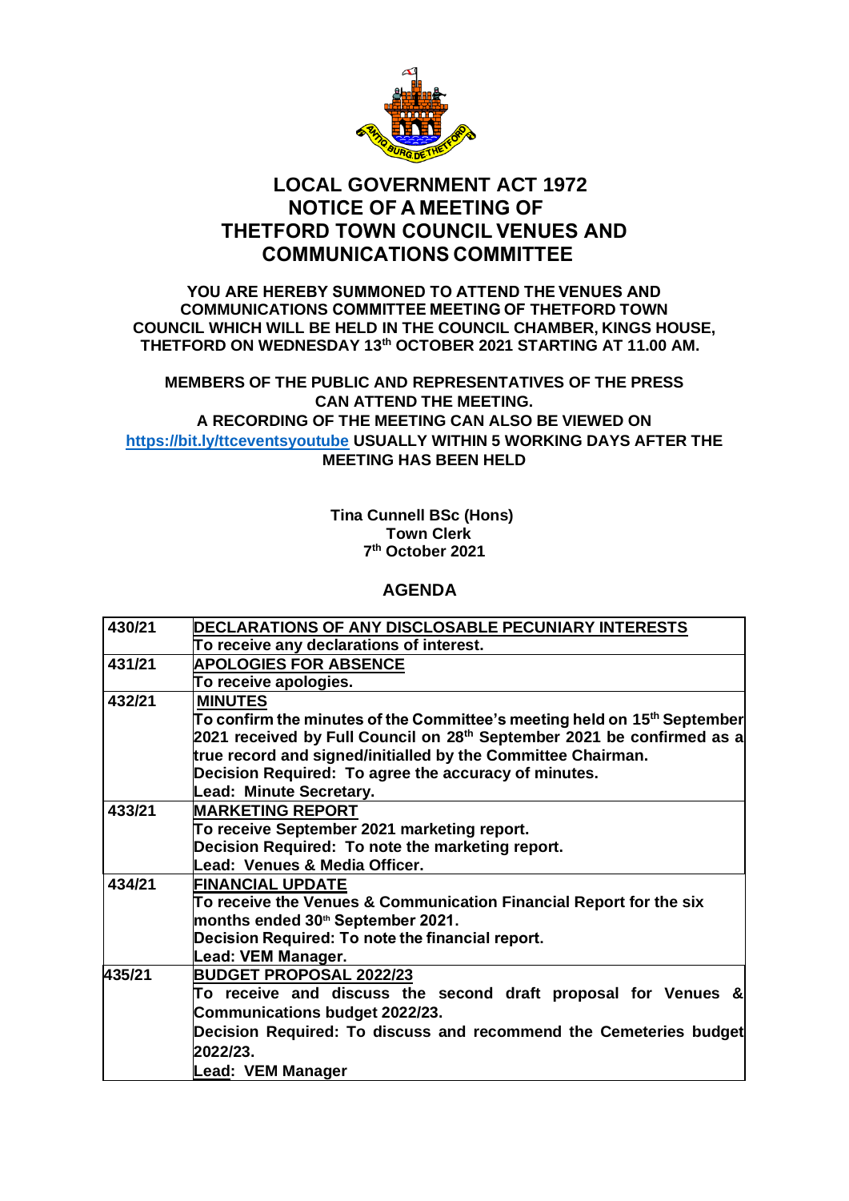# LOCAL GOVERNMENT ACT 1972
# NOTICE OF A MEETING OF THETFORD TOWN COUNCIL VENUES AND COMMUNICATIONS COMMITTEE

**YOU ARE HEREBY SUMMONED TO ATTEND THE VENUES AND COMMUNICATIONS COMMITTEE MEETING OF THETFORD TOWN COUNCIL WHICH WILL BE HELD IN THE COUNCIL CHAMBER, KINGS HOUSE, THETFORD ON WEDNESDAY 13th OCTOBER 2021 STARTING AT 11.00 AM.**

**MEMBERS OF THE PUBLIC AND REPRESENTATIVES OF THE PRESS CAN ATTEND THE MEETING.**
**A RECORDING OF THE MEETING CAN ALSO BE VIEWED ON https://bit.ly/ttceventsyoutube USUALLY WITHIN 5 WORKING DAYS AFTER THE MEETING HAS BEEN HELD**

**Tina Cunnell BSc (Hons)**
**Town Clerk**
**7th October 2021**

## AGENDA

| | |
|---|---|
| **430/21** | **DECLARATIONS OF ANY DISCLOSABLE PECUNIARY INTERESTS**<br>**To receive any declarations of interest.** |
| **431/21** | **APOLOGIES FOR ABSENCE**<br>**To receive apologies.** |
| **432/21** | **MINUTES**<br>**To confirm the minutes of the Committee's meeting held on 15th September 2021 received by Full Council on 28th September 2021 be confirmed as a true record and signed/initialled by the Committee Chairman.**<br>**Decision Required: To agree the accuracy of minutes.**<br>**Lead: Minute Secretary.** |
| **433/21** | **MARKETING REPORT**<br>**To receive September 2021 marketing report.**<br>**Decision Required: To note the marketing report.**<br>**Lead: Venues & Media Officer.** |
| **434/21** | **FINANCIAL UPDATE**<br>**To receive the Venues & Communication Financial Report for the six months ended 30th September 2021.**<br>**Decision Required: To note the financial report.**<br>**Lead: VEM Manager.** |
| **435/21** | **BUDGET PROPOSAL 2022/23**<br>**To receive and discuss the second draft proposal for Venues & Communications budget 2022/23.**<br>**Decision Required: To discuss and recommend the Cemeteries budget 2022/23.**<br>**Lead: VEM Manager** |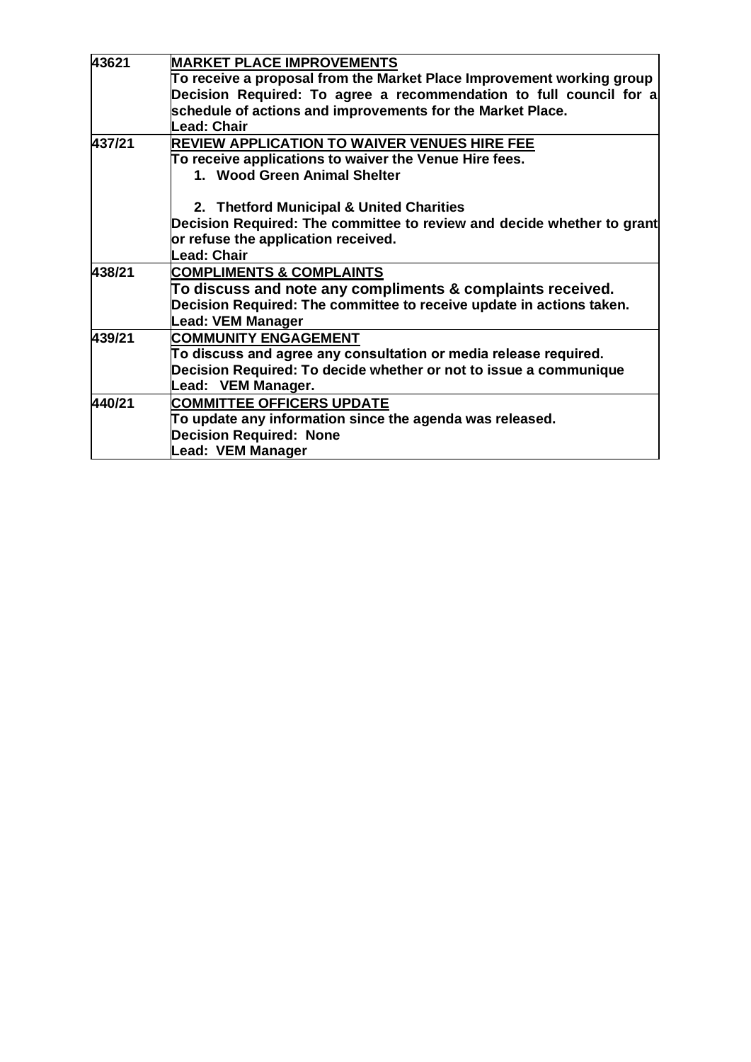| | |
|---|---|
| 43621 | **MARKET PLACE IMPROVEMENTS**<br>**To receive a proposal from the Market Place Improvement working group**<br>**Decision Required: To agree a recommendation to full council for a schedule of actions and improvements for the Market Place.**<br>**Lead: Chair** |
| 437/21 | **REVIEW APPLICATION TO WAIVER VENUES HIRE FEE**<br>**To receive applications to waiver the Venue Hire fees.**<br>**1. Wood Green Animal Shelter**<br><br>**2. Thetford Municipal & United Charities**<br>**Decision Required: The committee to review and decide whether to grant or refuse the application received.**<br>**Lead: Chair** |
| 438/21 | **COMPLIMENTS & COMPLAINTS**<br>**To discuss and note any compliments & complaints received.**<br>**Decision Required: The committee to receive update in actions taken.**<br>**Lead: VEM Manager** |
| 439/21 | **COMMUNITY ENGAGEMENT**<br>**To discuss and agree any consultation or media release required.**<br>**Decision Required: To decide whether or not to issue a communique**<br>**Lead: VEM Manager.** |
| 440/21 | **COMMITTEE OFFICERS UPDATE**<br>**To update any information since the agenda was released.**<br>**Decision Required: None**<br>**Lead: VEM Manager** |